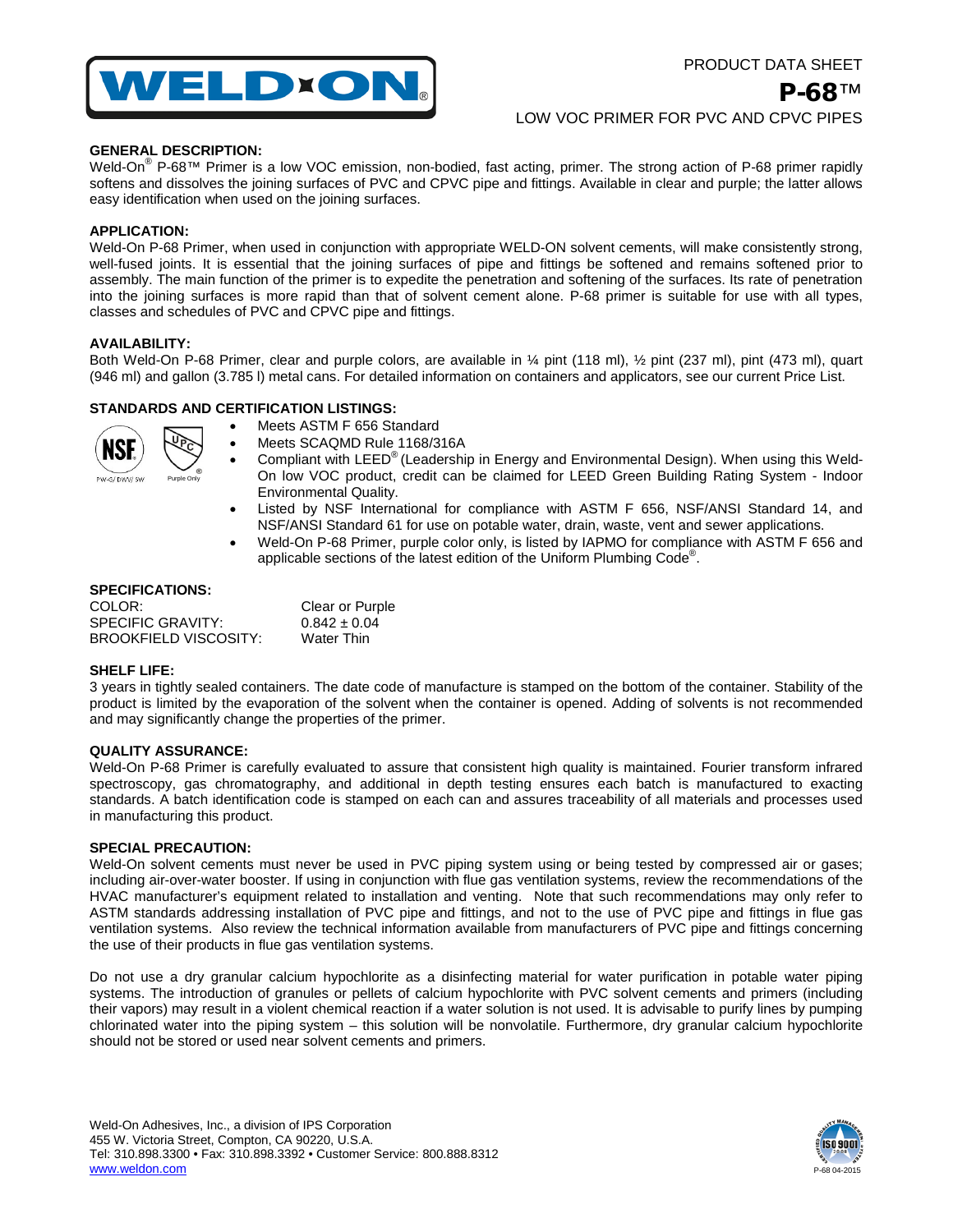PRODUCT DATA SHEET

# P-68™

LOW VOC PRIMER FOR PVC AND CPVC PIPES

## GENERAL DESCRIPTION:

Weld-On® P-68™ Primer is a low VOC emission, non-bodied, fast acting, primer. The strong action of P-68 primer rapidly softens and dissolves the joining surfaces of PVC and CPVC pipe and fittings. Available in clear and purple; the latter allows easy identification when used on the joining surfaces.

## APPLICATION:

Weld-On P-68 Primer, when used in conjunction with appropriate WELD-ON solvent cements, will make consistently strong, well-fused joints. It is essential that the joining surfaces of pipe and fittings be softened and remains softened prior to assembly. The main function of the primer is to expedite the penetration and softening of the surfaces. Its rate of penetration into the joining surfaces is more rapid than that of solvent cement alone. P-68 primer is suitable for use with all types, classes and schedules of PVC and CPVC pipe and fittings.

## AVAILABILITY:

Both Weld-On P-68 Primer, clear and purple colors, are available in ¼ pint (118 ml), ½ pint (237 ml), pint (473 ml), quart (946 ml) and gallon (3.785 l) metal cans. For detailed information on containers and applicators, see our current Price List.

## STANDARDS AND CERTIFICATION LISTINGS:

NSF PW-G/ DWV/ SW — UPC Purple Only

- Meets ASTM F 656 Standard
- Meets SCAQMD Rule 1168/316A
- Compliant with LEED® (Leadership in Energy and Environmental Design). When using this Weld-On low VOC product, credit can be claimed for LEED Green Building Rating System - Indoor Environmental Quality.
- Listed by NSF International for compliance with ASTM F 656, NSF/ANSI Standard 14, and NSF/ANSI Standard 61 for use on potable water, drain, waste, vent and sewer applications.
- Weld-On P-68 Primer, purple color only, is listed by IAPMO for compliance with ASTM F 656 and applicable sections of the latest edition of the Uniform Plumbing Code®.

## SPECIFICATIONS:

| | |
|---|---|
| COLOR: | Clear or Purple |
| SPECIFIC GRAVITY: | 0.842 ± 0.04 |
| BROOKFIELD VISCOSITY: | Water Thin |

## SHELF LIFE:

3 years in tightly sealed containers. The date code of manufacture is stamped on the bottom of the container. Stability of the product is limited by the evaporation of the solvent when the container is opened. Adding of solvents is not recommended and may significantly change the properties of the primer.

## QUALITY ASSURANCE:

Weld-On P-68 Primer is carefully evaluated to assure that consistent high quality is maintained. Fourier transform infrared spectroscopy, gas chromatography, and additional in depth testing ensures each batch is manufactured to exacting standards. A batch identification code is stamped on each can and assures traceability of all materials and processes used in manufacturing this product.

## SPECIAL PRECAUTION:

Weld-On solvent cements must never be used in PVC piping system using or being tested by compressed air or gases; including air-over-water booster. If using in conjunction with flue gas ventilation systems, review the recommendations of the HVAC manufacturer's equipment related to installation and venting. Note that such recommendations may only refer to ASTM standards addressing installation of PVC pipe and fittings, and not to the use of PVC pipe and fittings in flue gas ventilation systems. Also review the technical information available from manufacturers of PVC pipe and fittings concerning the use of their products in flue gas ventilation systems.

Do not use a dry granular calcium hypochlorite as a disinfecting material for water purification in potable water piping systems. The introduction of granules or pellets of calcium hypochlorite with PVC solvent cements and primers (including their vapors) may result in a violent chemical reaction if a water solution is not used. It is advisable to purify lines by pumping chlorinated water into the piping system – this solution will be nonvolatile. Furthermore, dry granular calcium hypochlorite should not be stored or used near solvent cements and primers.

Weld-On Adhesives, Inc., a division of IPS Corporation
455 W. Victoria Street, Compton, CA 90220, U.S.A.
Tel: 310.898.3300 • Fax: 310.898.3392 • Customer Service: 800.888.8312
www.weldon.com

P-68 04-2015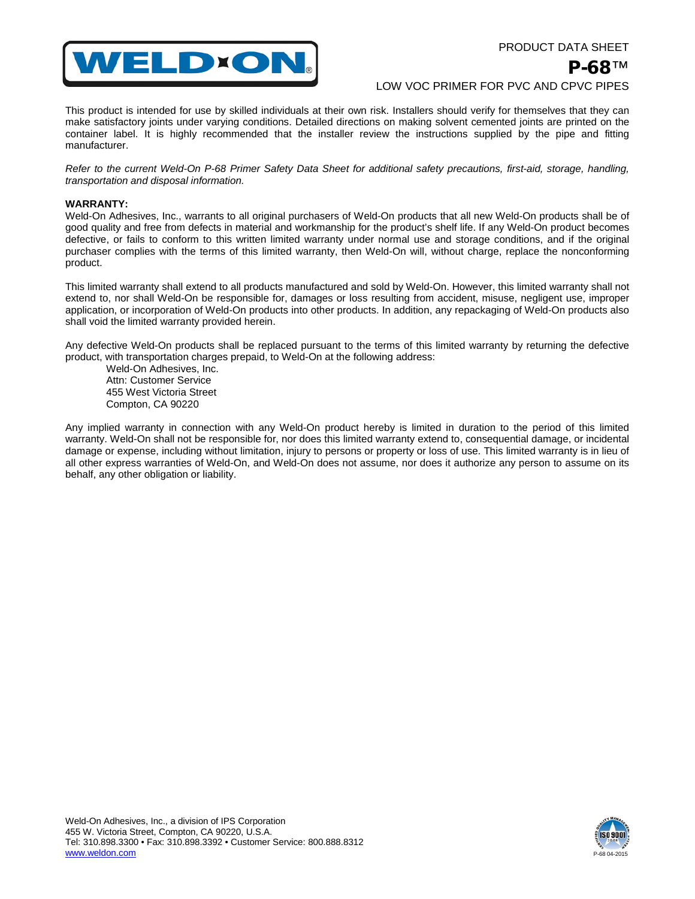This product is intended for use by skilled individuals at their own risk. Installers should verify for themselves that they can make satisfactory joints under varying conditions. Detailed directions on making solvent cemented joints are printed on the container label. It is highly recommended that the installer review the instructions supplied by the pipe and fitting manufacturer.

*Refer to the current Weld-On P-68 Primer Safety Data Sheet for additional safety precautions, first-aid, storage, handling, transportation and disposal information.*

**WARRANTY:**

Weld-On Adhesives, Inc., warrants to all original purchasers of Weld-On products that all new Weld-On products shall be of good quality and free from defects in material and workmanship for the product's shelf life. If any Weld-On product becomes defective, or fails to conform to this written limited warranty under normal use and storage conditions, and if the original purchaser complies with the terms of this limited warranty, then Weld-On will, without charge, replace the nonconforming product.

This limited warranty shall extend to all products manufactured and sold by Weld-On. However, this limited warranty shall not extend to, nor shall Weld-On be responsible for, damages or loss resulting from accident, misuse, negligent use, improper application, or incorporation of Weld-On products into other products. In addition, any repackaging of Weld-On products also shall void the limited warranty provided herein.

Any defective Weld-On products shall be replaced pursuant to the terms of this limited warranty by returning the defective product, with transportation charges prepaid, to Weld-On at the following address:

Weld-On Adhesives, Inc.
Attn: Customer Service
455 West Victoria Street
Compton, CA 90220

Any implied warranty in connection with any Weld-On product hereby is limited in duration to the period of this limited warranty. Weld-On shall not be responsible for, nor does this limited warranty extend to, consequential damage, or incidental damage or expense, including without limitation, injury to persons or property or loss of use. This limited warranty is in lieu of all other express warranties of Weld-On, and Weld-On does not assume, nor does it authorize any person to assume on its behalf, any other obligation or liability.

Weld-On Adhesives, Inc., a division of IPS Corporation
455 W. Victoria Street, Compton, CA 90220, U.S.A.
Tel: 310.898.3300 • Fax: 310.898.3392 • Customer Service: 800.888.8312
www.weldon.com

P-68 04-2015